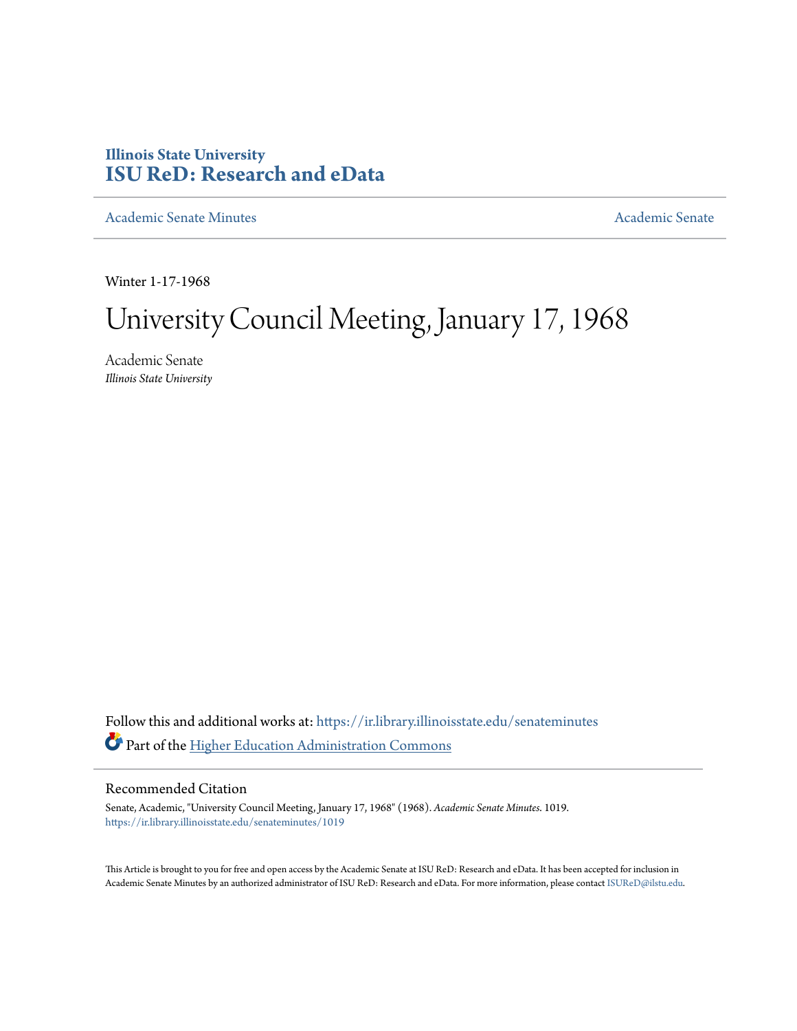Illinois State University
# ISU ReD: Research and eData

Academic Senate Minutes

Academic Senate

Winter 1-17-1968

# University Council Meeting, January 17, 1968

Academic Senate
*Illinois State University*

Follow this and additional works at: https://ir.library.illinoisstate.edu/senateminutes

Part of the Higher Education Administration Commons

## Recommended Citation

Senate, Academic, "University Council Meeting, January 17, 1968" (1968). *Academic Senate Minutes*. 1019.
https://ir.library.illinoisstate.edu/senateminutes/1019

This Article is brought to you for free and open access by the Academic Senate at ISU ReD: Research and eData. It has been accepted for inclusion in Academic Senate Minutes by an authorized administrator of ISU ReD: Research and eData. For more information, please contact ISUReD@ilstu.edu.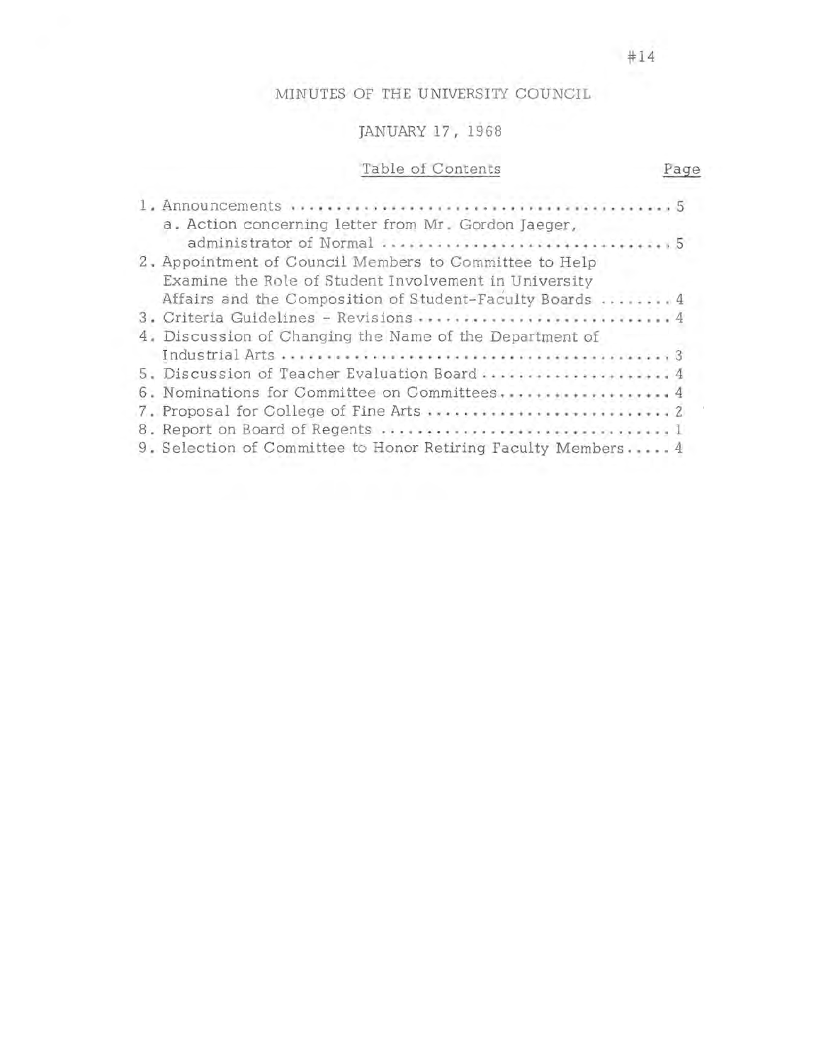#14

# MINUTES OF THE UNIVERSITY COUNCIL

## JANUARY 17, 1968

### Table of Contents

| | Page |
|---|---|
| 1. Announcements | 5 |
| a. Action concerning letter from Mr. Gordon Jaeger, administrator of Normal | 5 |
| 2. Appointment of Council Members to Committee to Help Examine the Role of Student Involvement in University Affairs and the Composition of Student-Faculty Boards | 4 |
| 3. Criteria Guidelines - Revisions | 4 |
| 4. Discussion of Changing the Name of the Department of Industrial Arts | 3 |
| 5. Discussion of Teacher Evaluation Board | 4 |
| 6. Nominations for Committee on Committees | 4 |
| 7. Proposal for College of Fine Arts | 2 |
| 8. Report on Board of Regents | 1 |
| 9. Selection of Committee to Honor Retiring Faculty Members | 4 |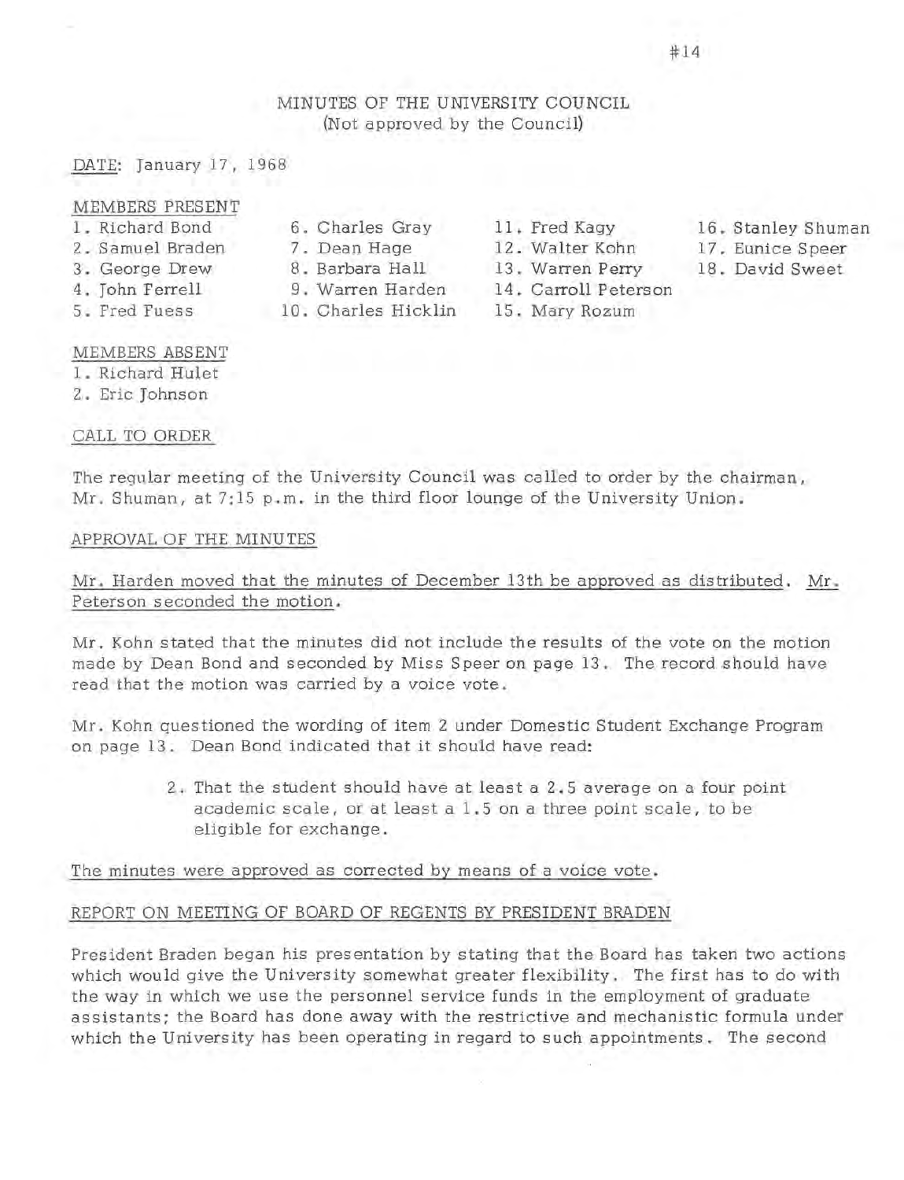# MINUTES OF THE UNIVERSITY COUNCIL
(Not approved by the Council)

DATE: January 17, 1968

MEMBERS PRESENT

1. Richard Bond
2. Samuel Braden
3. George Drew
4. John Ferrell
5. Fred Fuess
6. Charles Gray
7. Dean Hage
8. Barbara Hall
9. Warren Harden
10. Charles Hicklin
11. Fred Kagy
12. Walter Kohn
13. Warren Perry
14. Carroll Peterson
15. Mary Rozum
16. Stanley Shuman
17. Eunice Speer
18. David Sweet

MEMBERS ABSENT

1. Richard Hulet
2. Eric Johnson

CALL TO ORDER

The regular meeting of the University Council was called to order by the chairman, Mr. Shuman, at 7:15 p.m. in the third floor lounge of the University Union.

APPROVAL OF THE MINUTES

Mr. Harden moved that the minutes of December 13th be approved as distributed. Mr. Peterson seconded the motion.

Mr. Kohn stated that the minutes did not include the results of the vote on the motion made by Dean Bond and seconded by Miss Speer on page 13. The record should have read that the motion was carried by a voice vote.

Mr. Kohn questioned the wording of item 2 under Domestic Student Exchange Program on page 13. Dean Bond indicated that it should have read:

> 2. That the student should have at least a 2.5 average on a four point academic scale, or at least a 1.5 on a three point scale, to be eligible for exchange.

The minutes were approved as corrected by means of a voice vote.

REPORT ON MEETING OF BOARD OF REGENTS BY PRESIDENT BRADEN

President Braden began his presentation by stating that the Board has taken two actions which would give the University somewhat greater flexibility. The first has to do with the way in which we use the personnel service funds in the employment of graduate assistants; the Board has done away with the restrictive and mechanistic formula under which the University has been operating in regard to such appointments. The second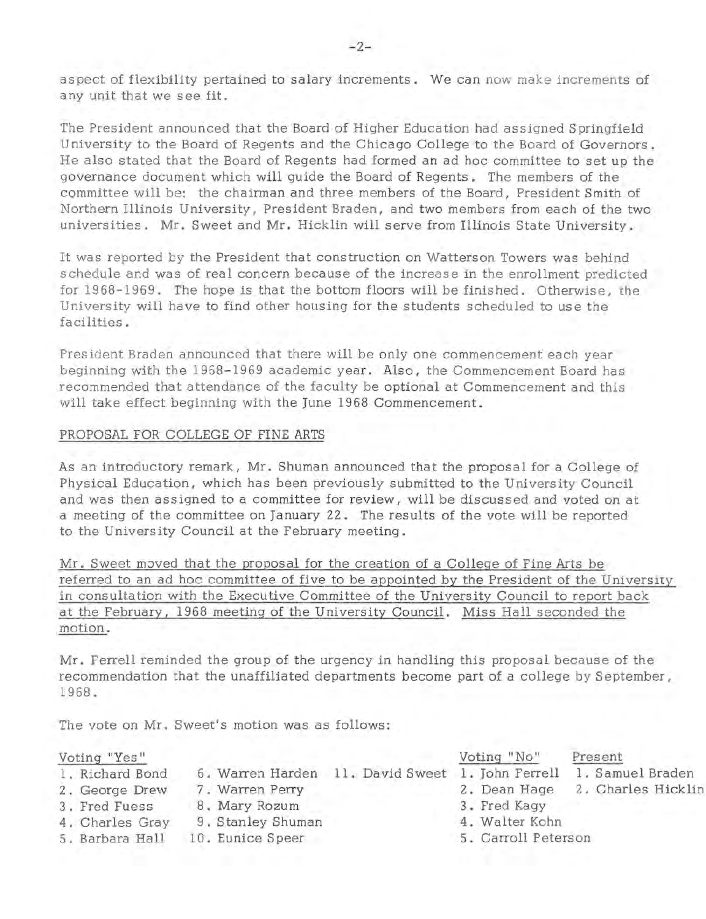aspect of flexibility pertained to salary increments. We can now make increments of any unit that we see fit.

The President announced that the Board of Higher Education had assigned Springfield University to the Board of Regents and the Chicago College to the Board of Governors. He also stated that the Board of Regents had formed an ad hoc committee to set up the governance document which will guide the Board of Regents. The members of the committee will be: the chairman and three members of the Board, President Smith of Northern Illinois University, President Braden, and two members from each of the two universities. Mr. Sweet and Mr. Hicklin will serve from Illinois State University.

It was reported by the President that construction on Watterson Towers was behind schedule and was of real concern because of the increase in the enrollment predicted for 1968-1969. The hope is that the bottom floors will be finished. Otherwise, the University will have to find other housing for the students scheduled to use the facilities.

President Braden announced that there will be only one commencement each year beginning with the 1968-1969 academic year. Also, the Commencement Board has recommended that attendance of the faculty be optional at Commencement and this will take effect beginning with the June 1968 Commencement.

PROPOSAL FOR COLLEGE OF FINE ARTS

As an introductory remark, Mr. Shuman announced that the proposal for a College of Physical Education, which has been previously submitted to the University Council and was then assigned to a committee for review, will be discussed and voted on at a meeting of the committee on January 22. The results of the vote will be reported to the University Council at the February meeting.

Mr. Sweet moved that the proposal for the creation of a College of Fine Arts be referred to an ad hoc committee of five to be appointed by the President of the University in consultation with the Executive Committee of the University Council to report back at the February, 1968 meeting of the University Council. Miss Hall seconded the motion.

Mr. Ferrell reminded the group of the urgency in handling this proposal because of the recommendation that the unaffiliated departments become part of a college by September, 1968.

The vote on Mr. Sweet's motion was as follows:

| Voting "Yes" | | | Voting "No" | Present |
|---|---|---|---|---|
| 1. Richard Bond | 6. Warren Harden | 11. David Sweet | 1. John Ferrell | 1. Samuel Braden |
| 2. George Drew | 7. Warren Perry | | 2. Dean Hage | 2. Charles Hicklin |
| 3. Fred Fuess | 8. Mary Rozum | | 3. Fred Kagy | |
| 4. Charles Gray | 9. Stanley Shuman | | 4. Walter Kohn | |
| 5. Barbara Hall | 10. Eunice Speer | | 5. Carroll Peterson | |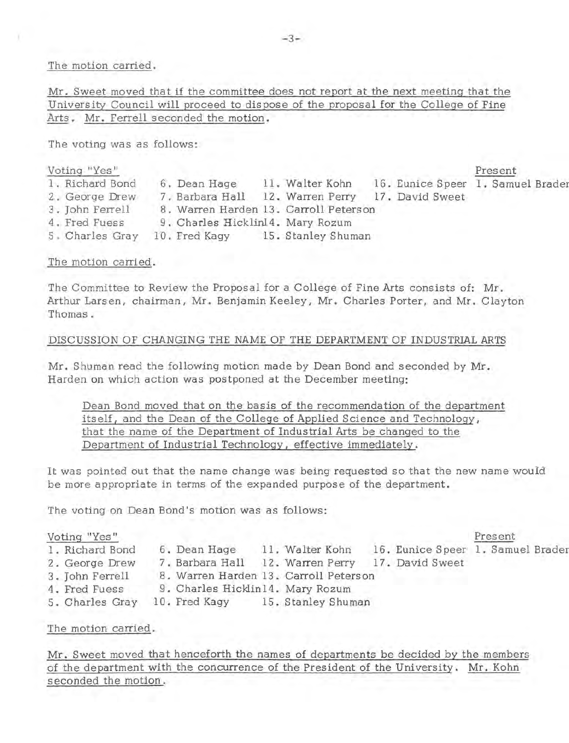The motion carried.

<u>Mr. Sweet moved that if the committee does not report at the next meeting that the University Council will proceed to dispose of the proposal for the College of Fine Arts. Mr. Ferrell seconded the motion.</u>

The voting was as follows:

| Voting "Yes" | | | | Present |
|---|---|---|---|---|
| 1. Richard Bond | 6. Dean Hage | 11. Walter Kohn | 16. Eunice Speer | 1. Samuel Brader |
| 2. George Drew | 7. Barbara Hall | 12. Warren Perry | 17. David Sweet | |
| 3. John Ferrell | 8. Warren Harden | 13. Carroll Peterson | | |
| 4. Fred Fuess | 9. Charles Hicklin | 14. Mary Rozum | | |
| 5. Charles Gray | 10. Fred Kagy | 15. Stanley Shuman | | |

The motion carried.

The Committee to Review the Proposal for a College of Fine Arts consists of: Mr. Arthur Larsen, chairman, Mr. Benjamin Keeley, Mr. Charles Porter, and Mr. Clayton Thomas.

## DISCUSSION OF CHANGING THE NAME OF THE DEPARTMENT OF INDUSTRIAL ARTS

Mr. Shuman read the following motion made by Dean Bond and seconded by Mr. Harden on which action was postponed at the December meeting:

> <u>Dean Bond moved that on the basis of the recommendation of the department itself, and the Dean of the College of Applied Science and Technology, that the name of the Department of Industrial Arts be changed to the Department of Industrial Technology, effective immediately.</u>

It was pointed out that the name change was being requested so that the new name would be more appropriate in terms of the expanded purpose of the department.

The voting on Dean Bond's motion was as follows:

| Voting "Yes" | | | | Present |
|---|---|---|---|---|
| 1. Richard Bond | 6. Dean Hage | 11. Walter Kohn | 16. Eunice Speer | 1. Samuel Brader |
| 2. George Drew | 7. Barbara Hall | 12. Warren Perry | 17. David Sweet | |
| 3. John Ferrell | 8. Warren Harden | 13. Carroll Peterson | | |
| 4. Fred Fuess | 9. Charles Hicklin | 14. Mary Rozum | | |
| 5. Charles Gray | 10. Fred Kagy | 15. Stanley Shuman | | |

The motion carried.

<u>Mr. Sweet moved that henceforth the names of departments be decided by the members of the department with the concurrence of the President of the University. Mr. Kohn seconded the motion.</u>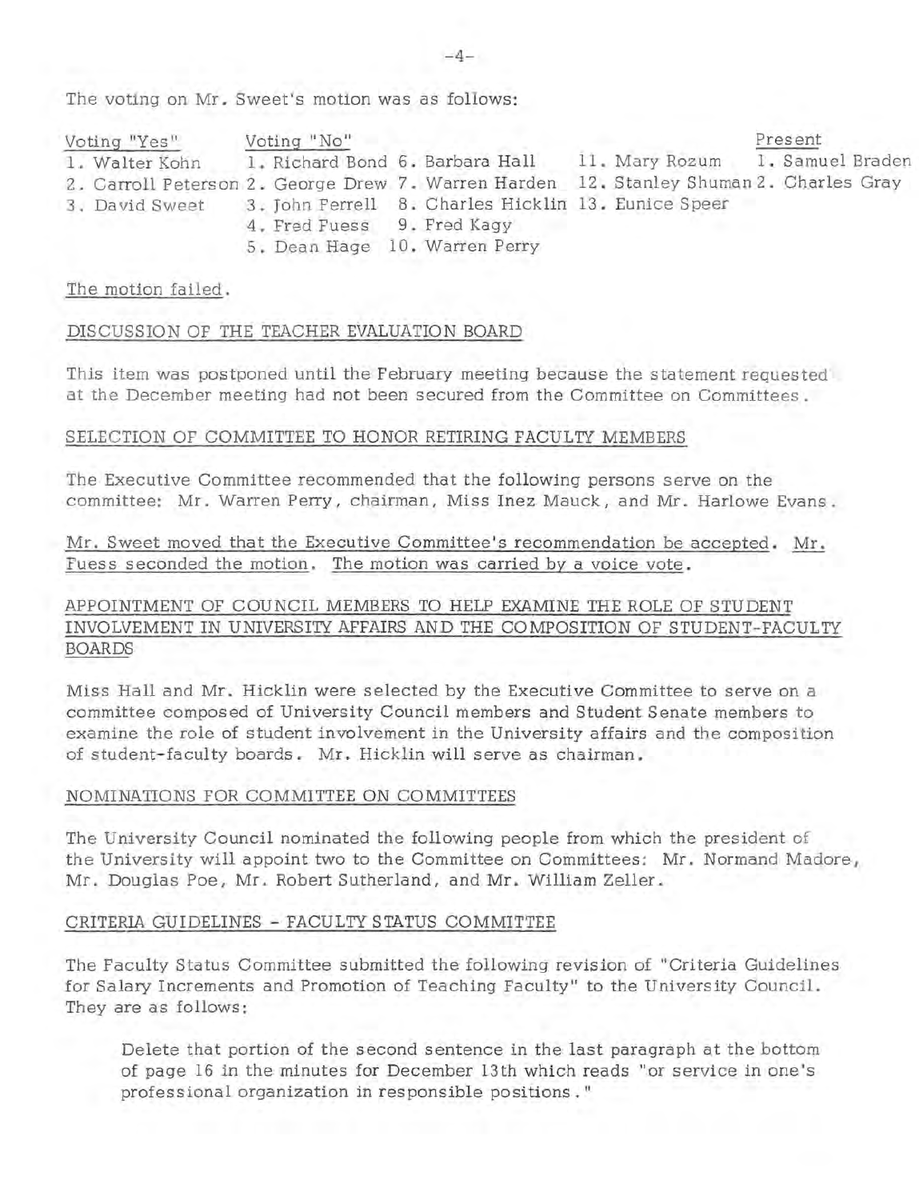The voting on Mr. Sweet's motion was as follows:

| Voting "Yes" | Voting "No" | | | Present |
|---|---|---|---|---|
| 1. Walter Kohn | 1. Richard Bond | 6. Barbara Hall | 11. Mary Rozum | 1. Samuel Braden |
| 2. Carroll Peterson | 2. George Drew | 7. Warren Harden | 12. Stanley Shuman | 2. Charles Gray |
| 3. David Sweet | 3. John Ferrell | 8. Charles Hicklin | 13. Eunice Speer | |
| | 4. Fred Fuess | 9. Fred Kagy | | |
| | 5. Dean Hage | 10. Warren Perry | | |

The motion failed.

## DISCUSSION OF THE TEACHER EVALUATION BOARD

This item was postponed until the February meeting because the statement requested at the December meeting had not been secured from the Committee on Committees.

## SELECTION OF COMMITTEE TO HONOR RETIRING FACULTY MEMBERS

The Executive Committee recommended that the following persons serve on the committee: Mr. Warren Perry, chairman, Miss Inez Mauck, and Mr. Harlowe Evans.

Mr. Sweet moved that the Executive Committee's recommendation be accepted. Mr. Fuess seconded the motion. The motion was carried by a voice vote.

## APPOINTMENT OF COUNCIL MEMBERS TO HELP EXAMINE THE ROLE OF STUDENT INVOLVEMENT IN UNIVERSITY AFFAIRS AND THE COMPOSITION OF STUDENT-FACULTY BOARDS

Miss Hall and Mr. Hicklin were selected by the Executive Committee to serve on a committee composed of University Council members and Student Senate members to examine the role of student involvement in the University affairs and the composition of student-faculty boards. Mr. Hicklin will serve as chairman.

## NOMINATIONS FOR COMMITTEE ON COMMITTEES

The University Council nominated the following people from which the president of the University will appoint two to the Committee on Committees: Mr. Normand Madore, Mr. Douglas Poe, Mr. Robert Sutherland, and Mr. William Zeller.

## CRITERIA GUIDELINES - FACULTY STATUS COMMITTEE

The Faculty Status Committee submitted the following revision of "Criteria Guidelines for Salary Increments and Promotion of Teaching Faculty" to the University Council. They are as follows:

> Delete that portion of the second sentence in the last paragraph at the bottom of page 16 in the minutes for December 13th which reads "or service in one's professional organization in responsible positions."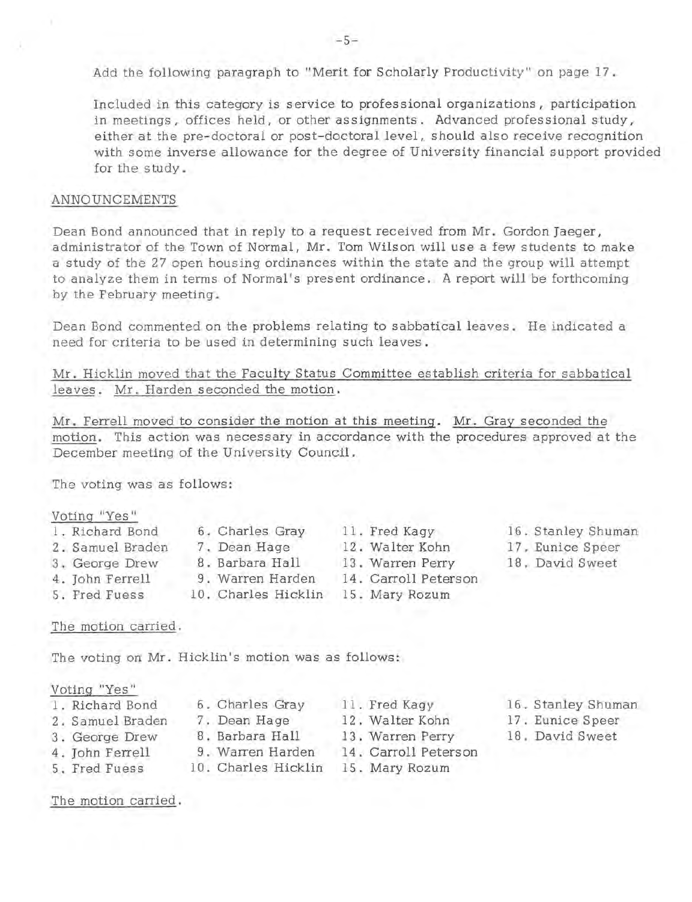Add the following paragraph to "Merit for Scholarly Productivity" on page 17.

Included in this category is service to professional organizations, participation in meetings, offices held, or other assignments. Advanced professional study, either at the pre-doctoral or post-doctoral level, should also receive recognition with some inverse allowance for the degree of University financial support provided for the study.

ANNOUNCEMENTS

Dean Bond announced that in reply to a request received from Mr. Gordon Jaeger, administrator of the Town of Normal, Mr. Tom Wilson will use a few students to make a study of the 27 open housing ordinances within the state and the group will attempt to analyze them in terms of Normal's present ordinance. A report will be forthcoming by the February meeting.

Dean Bond commented on the problems relating to sabbatical leaves. He indicated a need for criteria to be used in determining such leaves.

Mr. Hicklin moved that the Faculty Status Committee establish criteria for sabbatical leaves. Mr. Harden seconded the motion.

Mr. Ferrell moved to consider the motion at this meeting. Mr. Gray seconded the motion. This action was necessary in accordance with the procedures approved at the December meeting of the University Council.

The voting was as follows:

Voting "Yes"

1. Richard Bond
2. Samuel Braden
3. George Drew
4. John Ferrell
5. Fred Fuess
6. Charles Gray
7. Dean Hage
8. Barbara Hall
9. Warren Harden
10. Charles Hicklin
11. Fred Kagy
12. Walter Kohn
13. Warren Perry
14. Carroll Peterson
15. Mary Rozum
16. Stanley Shuman
17. Eunice Speer
18. David Sweet

The motion carried.

The voting on Mr. Hicklin's motion was as follows:

Voting "Yes"

1. Richard Bond
2. Samuel Braden
3. George Drew
4. John Ferrell
5. Fred Fuess
6. Charles Gray
7. Dean Hage
8. Barbara Hall
9. Warren Harden
10. Charles Hicklin
11. Fred Kagy
12. Walter Kohn
13. Warren Perry
14. Carroll Peterson
15. Mary Rozum
16. Stanley Shuman
17. Eunice Speer
18. David Sweet

The motion carried.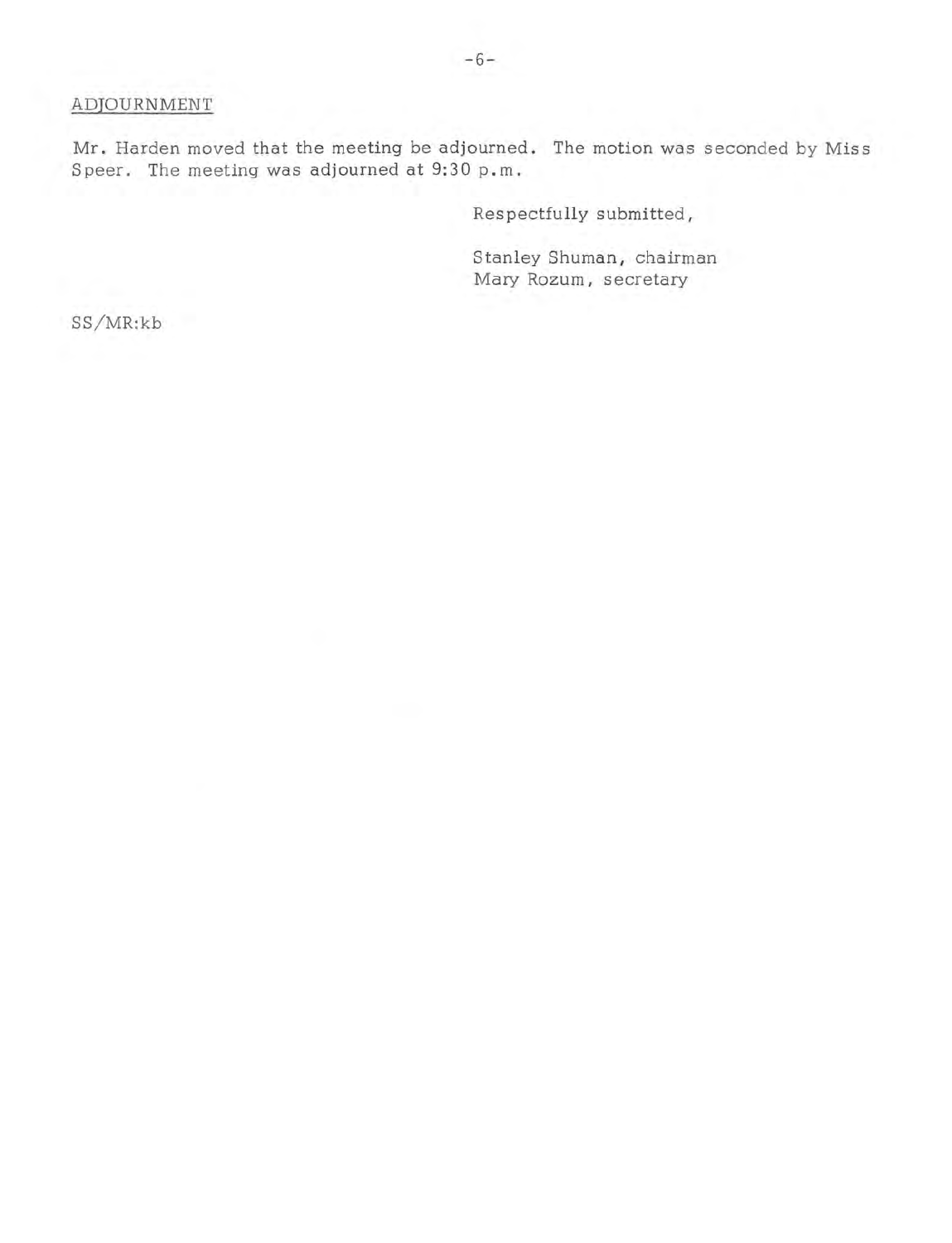ADJOURNMENT

Mr. Harden moved that the meeting be adjourned. The motion was seconded by Miss Speer. The meeting was adjourned at 9:30 p.m.

Respectfully submitted,

Stanley Shuman, chairman
Mary Rozum, secretary

SS/MR:kb